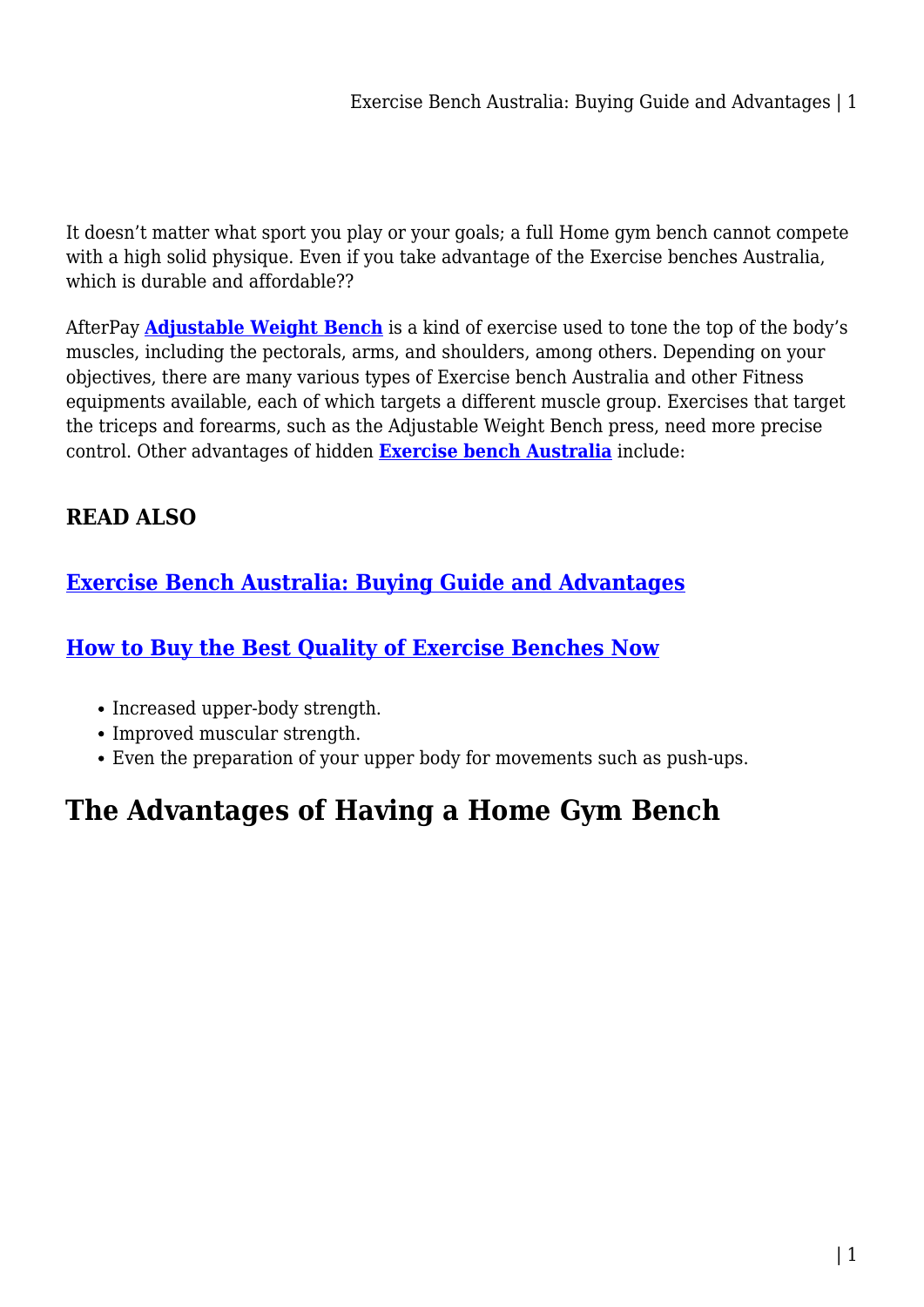It doesn't matter what sport you play or your goals; a full Home gym bench cannot compete with a high solid physique. Even if you take advantage of the Exercise benches Australia, which is durable and affordable??

AfterPay **[Adjustable Weight Bench]()** is a kind of exercise used to tone the top of the body's muscles, including the pectorals, arms, and shoulders, among others. Depending on your objectives, there are many various types of Exercise bench Australia and other Fitness equipments available, each of which targets a different muscle group. Exercises that target the triceps and forearms, such as the Adjustable Weight Bench press, need more precise control. Other advantages of hidden **[Exercise bench Australia]()** include:

### READ ALSO

### [Exercise Bench Australia: Buying Guide and Advantages]()

### [How to Buy the Best Quality of Exercise Benches Now]()

- Increased upper-body strength.
- Improved muscular strength.
- Even the preparation of your upper body for movements such as push-ups.

## The Advantages of Having a Home Gym Bench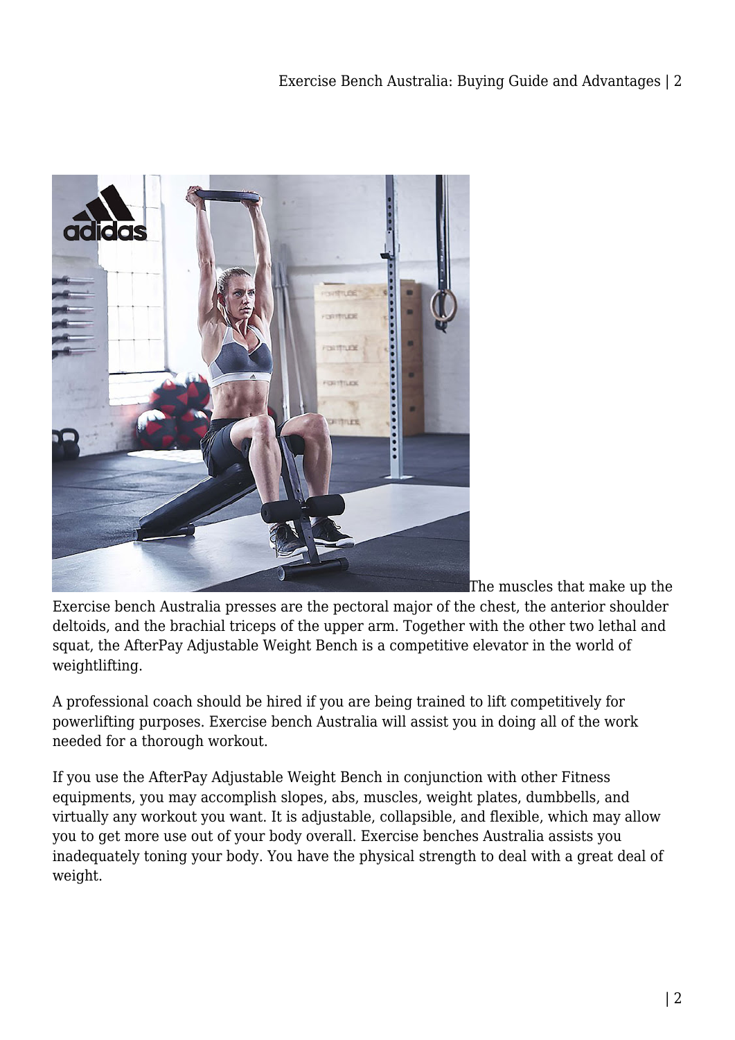The muscles that make up the Exercise bench Australia presses are the pectoral major of the chest, the anterior shoulder deltoids, and the brachial triceps of the upper arm. Together with the other two lethal and squat, the AfterPay Adjustable Weight Bench is a competitive elevator in the world of weightlifting.

A professional coach should be hired if you are being trained to lift competitively for powerlifting purposes. Exercise bench Australia will assist you in doing all of the work needed for a thorough workout.

If you use the AfterPay Adjustable Weight Bench in conjunction with other Fitness equipments, you may accomplish slopes, abs, muscles, weight plates, dumbbells, and virtually any workout you want. It is adjustable, collapsible, and flexible, which may allow you to get more use out of your body overall. Exercise benches Australia assists you inadequately toning your body. You have the physical strength to deal with a great deal of weight.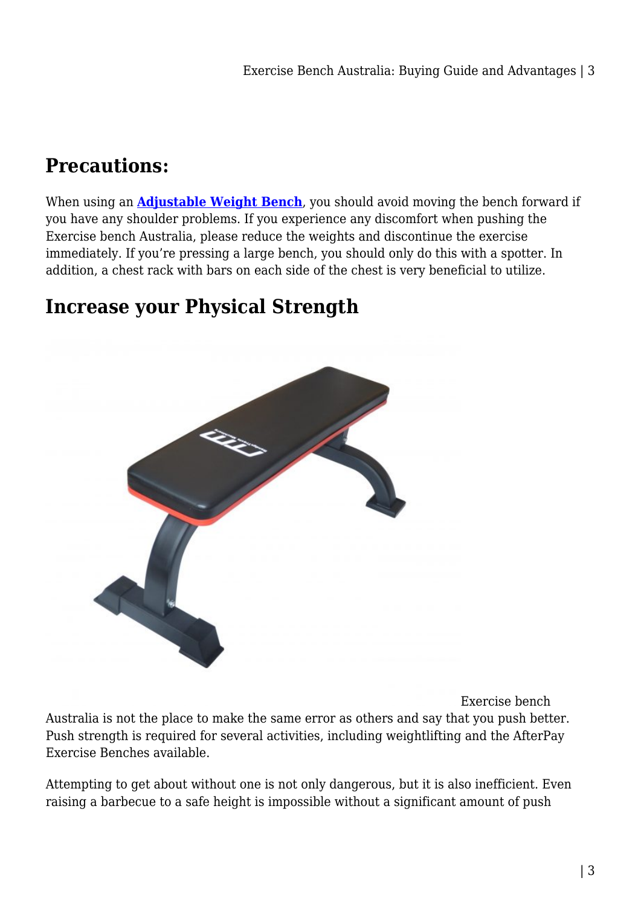## Precautions:

When using an **[Adjustable Weight Bench](#)**, you should avoid moving the bench forward if you have any shoulder problems. If you experience any discomfort when pushing the Exercise bench Australia, please reduce the weights and discontinue the exercise immediately. If you're pressing a large bench, you should only do this with a spotter. In addition, a chest rack with bars on each side of the chest is very beneficial to utilize.

## Increase your Physical Strength

Exercise bench Australia is not the place to make the same error as others and say that you push better. Push strength is required for several activities, including weightlifting and the AfterPay Exercise Benches available.

Attempting to get about without one is not only dangerous, but it is also inefficient. Even raising a barbecue to a safe height is impossible without a significant amount of push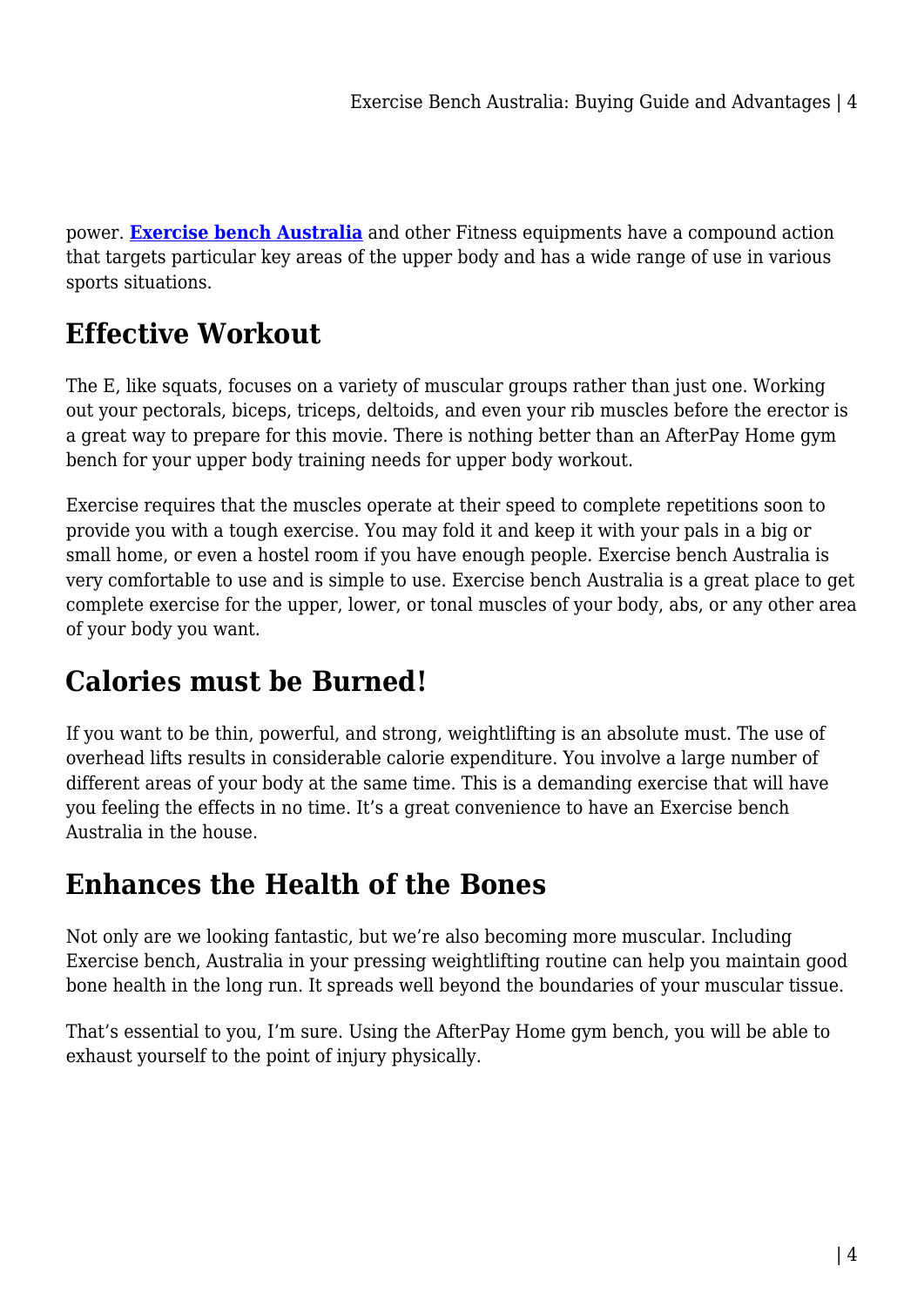power. **[Exercise bench Australia]** and other Fitness equipments have a compound action that targets particular key areas of the upper body and has a wide range of use in various sports situations.

## Effective Workout

The E, like squats, focuses on a variety of muscular groups rather than just one. Working out your pectorals, biceps, triceps, deltoids, and even your rib muscles before the erector is a great way to prepare for this movie. There is nothing better than an AfterPay Home gym bench for your upper body training needs for upper body workout.

Exercise requires that the muscles operate at their speed to complete repetitions soon to provide you with a tough exercise. You may fold it and keep it with your pals in a big or small home, or even a hostel room if you have enough people. Exercise bench Australia is very comfortable to use and is simple to use. Exercise bench Australia is a great place to get complete exercise for the upper, lower, or tonal muscles of your body, abs, or any other area of your body you want.

## Calories must be Burned!

If you want to be thin, powerful, and strong, weightlifting is an absolute must. The use of overhead lifts results in considerable calorie expenditure. You involve a large number of different areas of your body at the same time. This is a demanding exercise that will have you feeling the effects in no time. It's a great convenience to have an Exercise bench Australia in the house.

## Enhances the Health of the Bones

Not only are we looking fantastic, but we're also becoming more muscular. Including Exercise bench, Australia in your pressing weightlifting routine can help you maintain good bone health in the long run. It spreads well beyond the boundaries of your muscular tissue.

That's essential to you, I'm sure. Using the AfterPay Home gym bench, you will be able to exhaust yourself to the point of injury physically.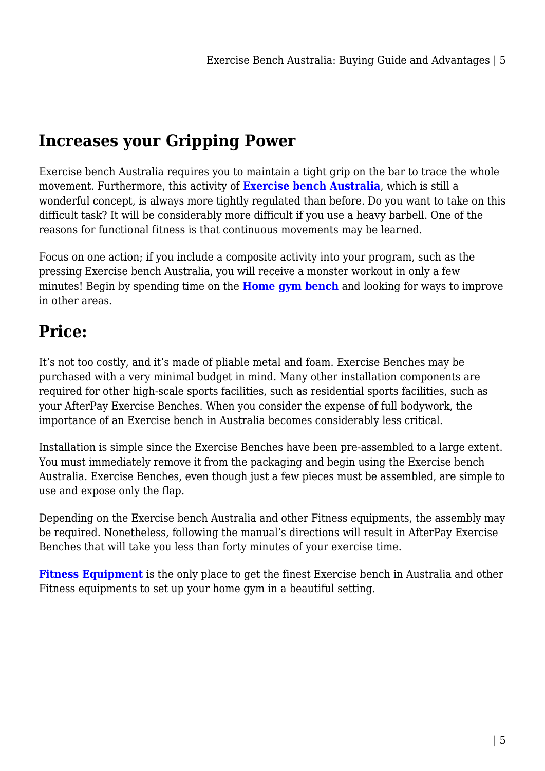## Increases your Gripping Power

Exercise bench Australia requires you to maintain a tight grip on the bar to trace the whole movement. Furthermore, this activity of **Exercise bench Australia**, which is still a wonderful concept, is always more tightly regulated than before. Do you want to take on this difficult task? It will be considerably more difficult if you use a heavy barbell. One of the reasons for functional fitness is that continuous movements may be learned.

Focus on one action; if you include a composite activity into your program, such as the pressing Exercise bench Australia, you will receive a monster workout in only a few minutes! Begin by spending time on the **Home gym bench** and looking for ways to improve in other areas.

## Price:

It's not too costly, and it's made of pliable metal and foam. Exercise Benches may be purchased with a very minimal budget in mind. Many other installation components are required for other high-scale sports facilities, such as residential sports facilities, such as your AfterPay Exercise Benches. When you consider the expense of full bodywork, the importance of an Exercise bench in Australia becomes considerably less critical.

Installation is simple since the Exercise Benches have been pre-assembled to a large extent. You must immediately remove it from the packaging and begin using the Exercise bench Australia. Exercise Benches, even though just a few pieces must be assembled, are simple to use and expose only the flap.

Depending on the Exercise bench Australia and other Fitness equipments, the assembly may be required. Nonetheless, following the manual's directions will result in AfterPay Exercise Benches that will take you less than forty minutes of your exercise time.

**Fitness Equipment** is the only place to get the finest Exercise bench in Australia and other Fitness equipments to set up your home gym in a beautiful setting.